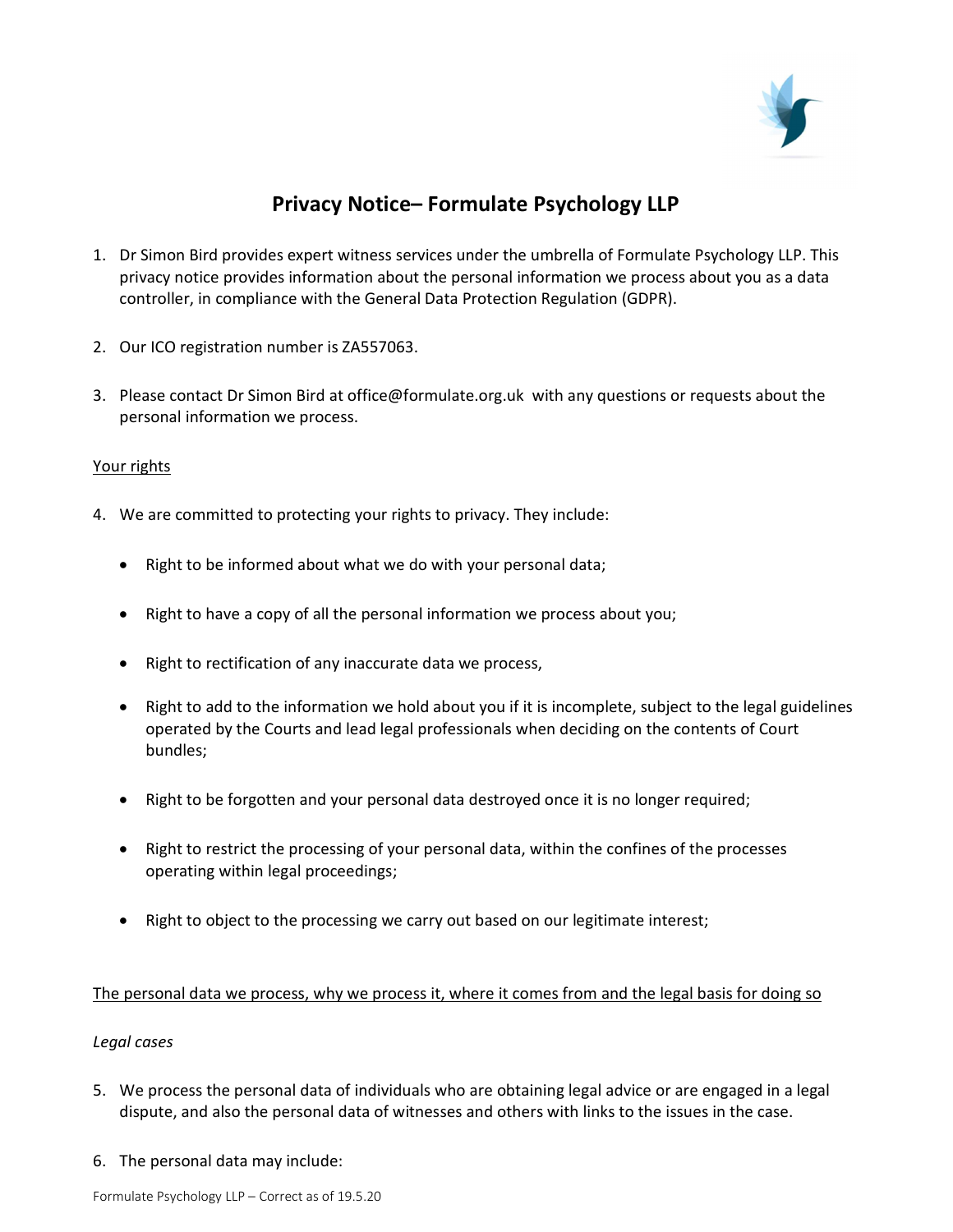# Privacy Notice– Formulate Psychology LLP

1. Dr Simon Bird provides expert witness services under the umbrella of Formulate Psychology LLP. This privacy notice provides information about the personal information we process about you as a data controller, in compliance with the General Data Protection Regulation (GDPR).

2. Our ICO registration number is ZA557063.

3. Please contact Dr Simon Bird at office@formulate.org.uk with any questions or requests about the personal information we process.

<u>Your rights</u>

4. We are committed to protecting your rights to privacy. They include:

   - Right to be informed about what we do with your personal data;
   - Right to have a copy of all the personal information we process about you;
   - Right to rectification of any inaccurate data we process,
   - Right to add to the information we hold about you if it is incomplete, subject to the legal guidelines operated by the Courts and lead legal professionals when deciding on the contents of Court bundles;
   - Right to be forgotten and your personal data destroyed once it is no longer required;
   - Right to restrict the processing of your personal data, within the confines of the processes operating within legal proceedings;
   - Right to object to the processing we carry out based on our legitimate interest;

<u>The personal data we process, why we process it, where it comes from and the legal basis for doing so</u>

*Legal cases*

5. We process the personal data of individuals who are obtaining legal advice or are engaged in a legal dispute, and also the personal data of witnesses and others with links to the issues in the case.

6. The personal data may include: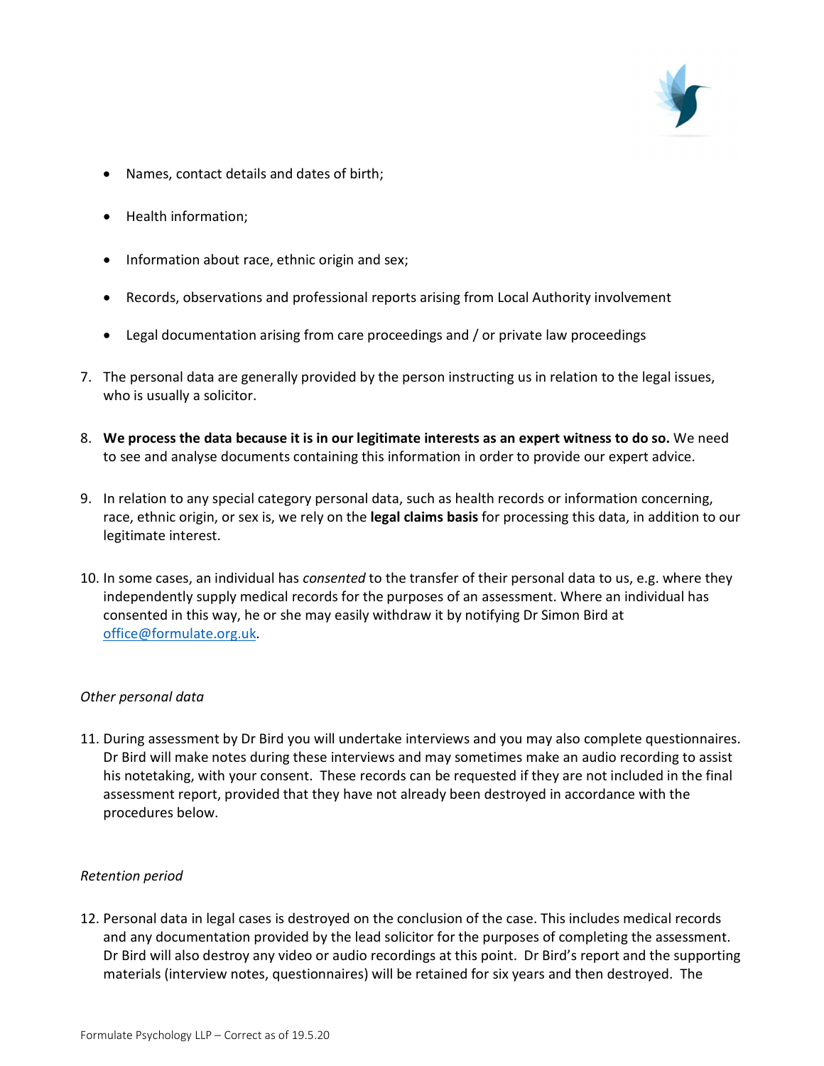- Names, contact details and dates of birth;
- Health information;
- Information about race, ethnic origin and sex;
- Records, observations and professional reports arising from Local Authority involvement
- Legal documentation arising from care proceedings and / or private law proceedings

7. The personal data are generally provided by the person instructing us in relation to the legal issues, who is usually a solicitor.

8. **We process the data because it is in our legitimate interests as an expert witness to do so.** We need to see and analyse documents containing this information in order to provide our expert advice.

9. In relation to any special category personal data, such as health records or information concerning, race, ethnic origin, or sex is, we rely on the **legal claims basis** for processing this data, in addition to our legitimate interest.

10. In some cases, an individual has *consented* to the transfer of their personal data to us, e.g. where they independently supply medical records for the purposes of an assessment. Where an individual has consented in this way, he or she may easily withdraw it by notifying Dr Simon Bird at office@formulate.org.uk.

*Other personal data*

11. During assessment by Dr Bird you will undertake interviews and you may also complete questionnaires. Dr Bird will make notes during these interviews and may sometimes make an audio recording to assist his notetaking, with your consent. These records can be requested if they are not included in the final assessment report, provided that they have not already been destroyed in accordance with the procedures below.

*Retention period*

12. Personal data in legal cases is destroyed on the conclusion of the case. This includes medical records and any documentation provided by the lead solicitor for the purposes of completing the assessment. Dr Bird will also destroy any video or audio recordings at this point. Dr Bird's report and the supporting materials (interview notes, questionnaires) will be retained for six years and then destroyed. The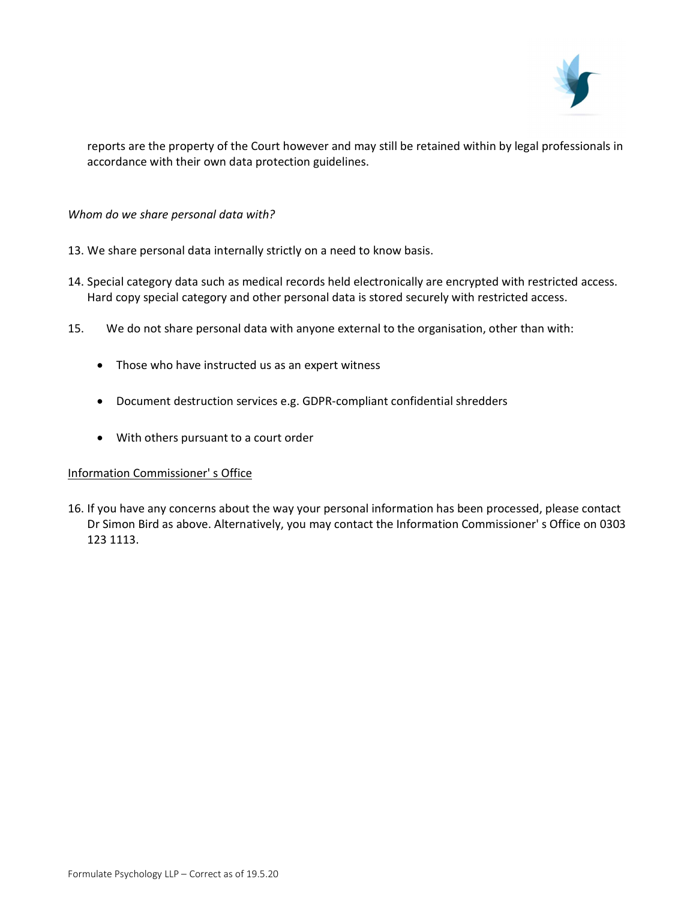reports are the property of the Court however and may still be retained within by legal professionals in accordance with their own data protection guidelines.

*Whom do we share personal data with?*

13. We share personal data internally strictly on a need to know basis.

14. Special category data such as medical records held electronically are encrypted with restricted access. Hard copy special category and other personal data is stored securely with restricted access.

15. We do not share personal data with anyone external to the organisation, other than with:

    - Those who have instructed us as an expert witness
    - Document destruction services e.g. GDPR-compliant confidential shredders
    - With others pursuant to a court order

<u>Information Commissioner' s Office</u>

16. If you have any concerns about the way your personal information has been processed, please contact Dr Simon Bird as above. Alternatively, you may contact the Information Commissioner' s Office on 0303 123 1113.

Formulate Psychology LLP – Correct as of 19.5.20